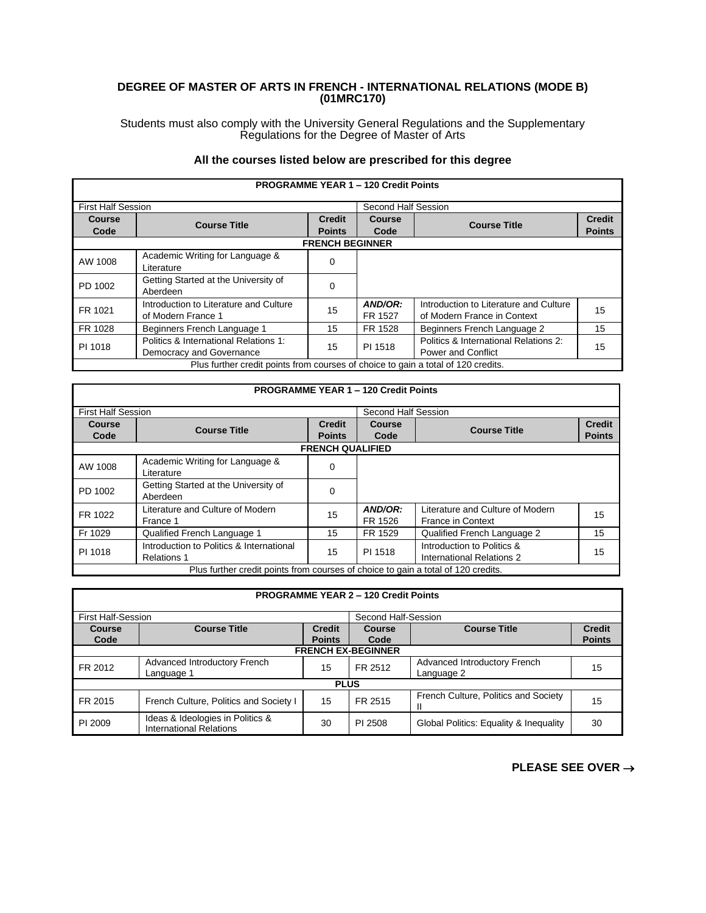**DEGREE OF MASTER OF ARTS IN FRENCH - INTERNATIONAL RELATIONS (MODE B) (01MRC170)**

Students must also comply with the University General Regulations and the Supplementary Regulations for the Degree of Master of Arts

**All the courses listed below are prescribed for this degree**

| **PROGRAMME YEAR 1 – 120 Credit Points** | | | | | |
|---|---|---|---|---|---|
| First Half Session | | | Second Half Session | | |
| **Course Code** | **Course Title** | **Credit Points** | **Course Code** | **Course Title** | **Credit Points** |
| **FRENCH BEGINNER** | | | | | |
| AW 1008 | Academic Writing for Language & Literature | 0 | | | |
| PD 1002 | Getting Started at the University of Aberdeen | 0 | | | |
| FR 1021 | Introduction to Literature and Culture of Modern France 1 | 15 | ***AND/OR:*** FR 1527 | Introduction to Literature and Culture of Modern France in Context | 15 |
| FR 1028 | Beginners French Language 1 | 15 | FR 1528 | Beginners French Language 2 | 15 |
| PI 1018 | Politics & International Relations 1: Democracy and Governance | 15 | PI 1518 | Politics & International Relations 2: Power and Conflict | 15 |
| Plus further credit points from courses of choice to gain a total of 120 credits. | | | | | |

| **PROGRAMME YEAR 1 – 120 Credit Points** | | | | | |
|---|---|---|---|---|---|
| First Half Session | | | Second Half Session | | |
| **Course Code** | **Course Title** | **Credit Points** | **Course Code** | **Course Title** | **Credit Points** |
| **FRENCH QUALIFIED** | | | | | |
| AW 1008 | Academic Writing for Language & Literature | 0 | | | |
| PD 1002 | Getting Started at the University of Aberdeen | 0 | | | |
| FR 1022 | Literature and Culture of Modern France 1 | 15 | ***AND/OR:*** FR 1526 | Literature and Culture of Modern France in Context | 15 |
| Fr 1029 | Qualified French Language 1 | 15 | FR 1529 | Qualified French Language 2 | 15 |
| PI 1018 | Introduction to Politics & International Relations 1 | 15 | PI 1518 | Introduction to Politics & International Relations 2 | 15 |
| Plus further credit points from courses of choice to gain a total of 120 credits. | | | | | |

| **PROGRAMME YEAR 2 – 120 Credit Points** | | | | | |
|---|---|---|---|---|---|
| First Half-Session | | | Second Half-Session | | |
| **Course Code** | **Course Title** | **Credit Points** | **Course Code** | **Course Title** | **Credit Points** |
| **FRENCH EX-BEGINNER** | | | | | |
| FR 2012 | Advanced Introductory French Language 1 | 15 | FR 2512 | Advanced Introductory French Language 2 | 15 |
| **PLUS** | | | | | |
| FR 2015 | French Culture, Politics and Society I | 15 | FR 2515 | French Culture, Politics and Society II | 15 |
| PI 2009 | Ideas & Ideologies in Politics & International Relations | 30 | PI 2508 | Global Politics: Equality & Inequality | 30 |

**PLEASE SEE OVER →**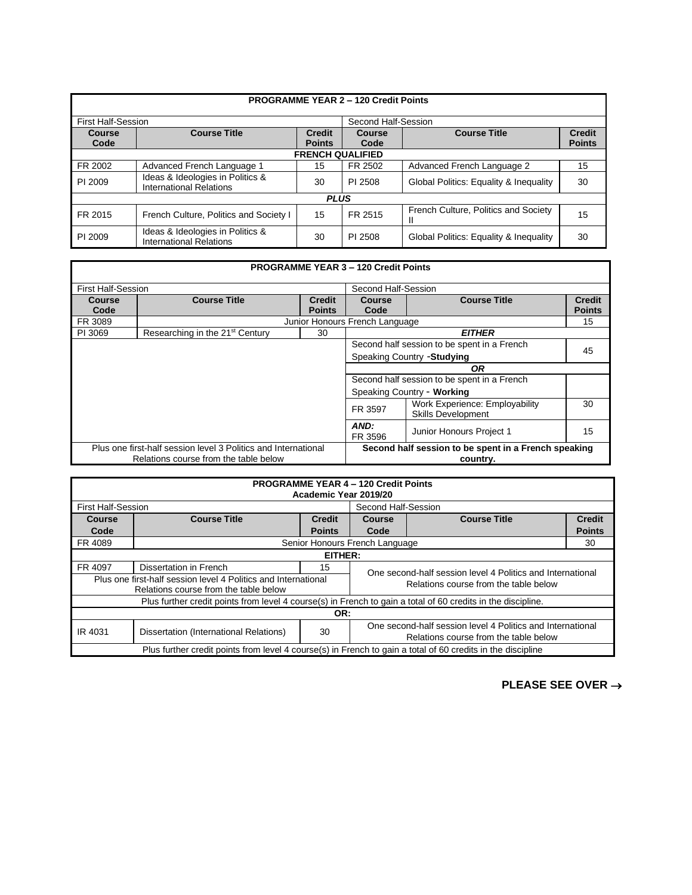| PROGRAMME YEAR 2 – 120 Credit Points | | | | | |
|---|---|---|---|---|---|
| First Half-Session | | | Second Half-Session | | |
| **Course Code** | **Course Title** | **Credit Points** | **Course Code** | **Course Title** | **Credit Points** |
| **FRENCH QUALIFIED** | | | | | |
| FR 2002 | Advanced French Language 1 | 15 | FR 2502 | Advanced French Language 2 | 15 |
| PI 2009 | Ideas & Ideologies in Politics & International Relations | 30 | PI 2508 | Global Politics: Equality & Inequality | 30 |
| ***PLUS*** | | | | | |
| FR 2015 | French Culture, Politics and Society I | 15 | FR 2515 | French Culture, Politics and Society II | 15 |
| PI 2009 | Ideas & Ideologies in Politics & International Relations | 30 | PI 2508 | Global Politics: Equality & Inequality | 30 |

| PROGRAMME YEAR 3 – 120 Credit Points | | | | | |
|---|---|---|---|---|---|
| First Half-Session | | | Second Half-Session | | |
| **Course Code** | **Course Title** | **Credit Points** | **Course Code** | **Course Title** | **Credit Points** |
| FR 3089 | Junior Honours French Language | | | | 15 |
| PI 3069 | Researching in the 21st Century | 30 | ***EITHER*** | | |
| | | | Second half session to be spent in a French Speaking Country -**Studying** | | 45 |
| | | | ***OR*** | | |
| | | | Second half session to be spent in a French Speaking Country - **Working** | | |
| | | | FR 3597 | Work Experience: Employability Skills Development | 30 |
| | | | ***AND:*** FR 3596 | Junior Honours Project 1 | 15 |
| Plus one first-half session level 3 Politics and International Relations course from the table below | | | **Second half session to be spent in a French speaking country.** | | |

| PROGRAMME YEAR 4 – 120 Credit Points<br>Academic Year 2019/20 | | | | | |
|---|---|---|---|---|---|
| First Half-Session | | | Second Half-Session | | |
| **Course Code** | **Course Title** | **Credit Points** | **Course Code** | **Course Title** | **Credit Points** |
| FR 4089 | Senior Honours French Language | | | | 30 |
| **EITHER:** | | | | | |
| FR 4097 | Dissertation in French | 15 | One second-half session level 4 Politics and International Relations course from the table below | | |
| Plus one first-half session level 4 Politics and International Relations course from the table below | | | | | |
| Plus further credit points from level 4 course(s) in French to gain a total of 60 credits in the discipline. | | | | | |
| **OR:** | | | | | |
| IR 4031 | Dissertation (International Relations) | 30 | One second-half session level 4 Politics and International Relations course from the table below | | |
| Plus further credit points from level 4 course(s) in French to gain a total of 60 credits in the discipline | | | | | |

**PLEASE SEE OVER →**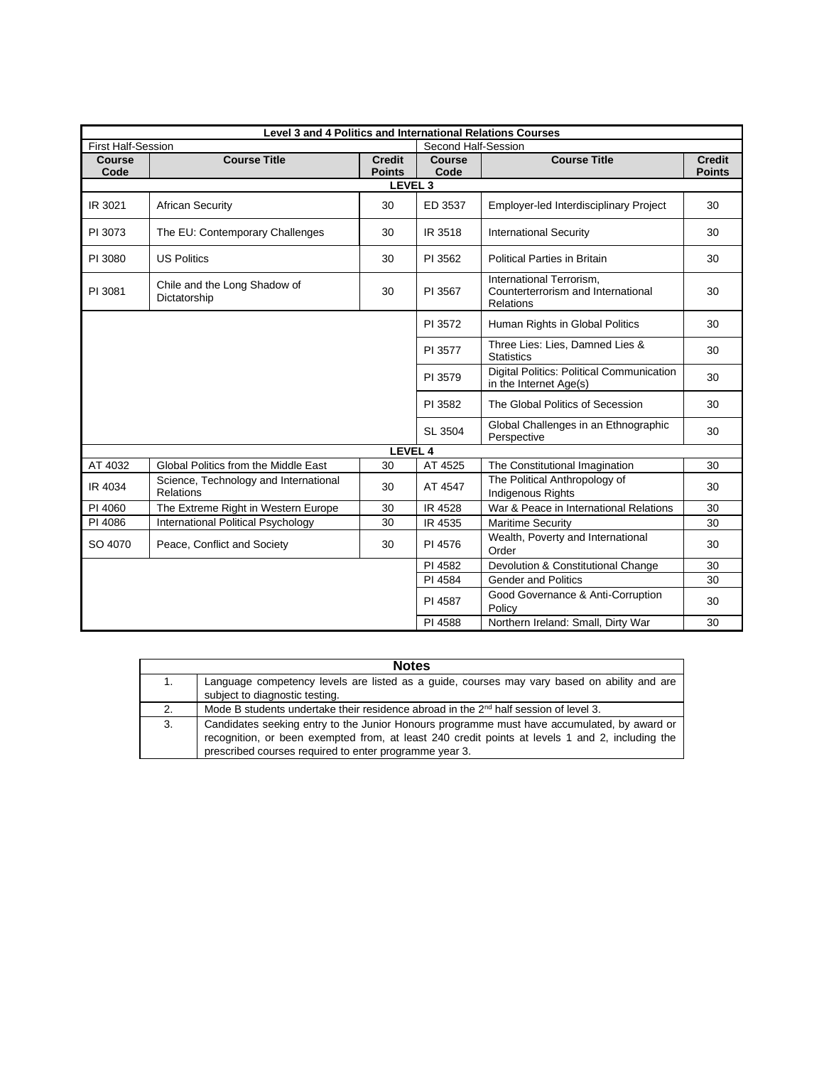| Level 3 and 4 Politics and International Relations Courses | | | | | |
|---|---|---|---|---|---|
| First Half-Session | | | Second Half-Session | | |
| **Course Code** | **Course Title** | **Credit Points** | **Course Code** | **Course Title** | **Credit Points** |
| **LEVEL 3** | | | | | |
| IR 3021 | African Security | 30 | ED 3537 | Employer-led Interdisciplinary Project | 30 |
| PI 3073 | The EU: Contemporary Challenges | 30 | IR 3518 | International Security | 30 |
| PI 3080 | US Politics | 30 | PI 3562 | Political Parties in Britain | 30 |
| PI 3081 | Chile and the Long Shadow of Dictatorship | 30 | PI 3567 | International Terrorism, Counterterrorism and International Relations | 30 |
| | | | PI 3572 | Human Rights in Global Politics | 30 |
| | | | PI 3577 | Three Lies: Lies, Damned Lies & Statistics | 30 |
| | | | PI 3579 | Digital Politics: Political Communication in the Internet Age(s) | 30 |
| | | | PI 3582 | The Global Politics of Secession | 30 |
| | | | SL 3504 | Global Challenges in an Ethnographic Perspective | 30 |
| **LEVEL 4** | | | | | |
| AT 4032 | Global Politics from the Middle East | 30 | AT 4525 | The Constitutional Imagination | 30 |
| IR 4034 | Science, Technology and International Relations | 30 | AT 4547 | The Political Anthropology of Indigenous Rights | 30 |
| PI 4060 | The Extreme Right in Western Europe | 30 | IR 4528 | War & Peace in International Relations | 30 |
| PI 4086 | International Political Psychology | 30 | IR 4535 | Maritime Security | 30 |
| SO 4070 | Peace, Conflict and Society | 30 | PI 4576 | Wealth, Poverty and International Order | 30 |
| | | | PI 4582 | Devolution & Constitutional Change | 30 |
| | | | PI 4584 | Gender and Politics | 30 |
| | | | PI 4587 | Good Governance & Anti-Corruption Policy | 30 |
| | | | PI 4588 | Northern Ireland: Small, Dirty War | 30 |

| **Notes** | |
|---|---|
| 1. | Language competency levels are listed as a guide, courses may vary based on ability and are subject to diagnostic testing. |
| 2. | Mode B students undertake their residence abroad in the 2nd half session of level 3. |
| 3. | Candidates seeking entry to the Junior Honours programme must have accumulated, by award or recognition, or been exempted from, at least 240 credit points at levels 1 and 2, including the prescribed courses required to enter programme year 3. |